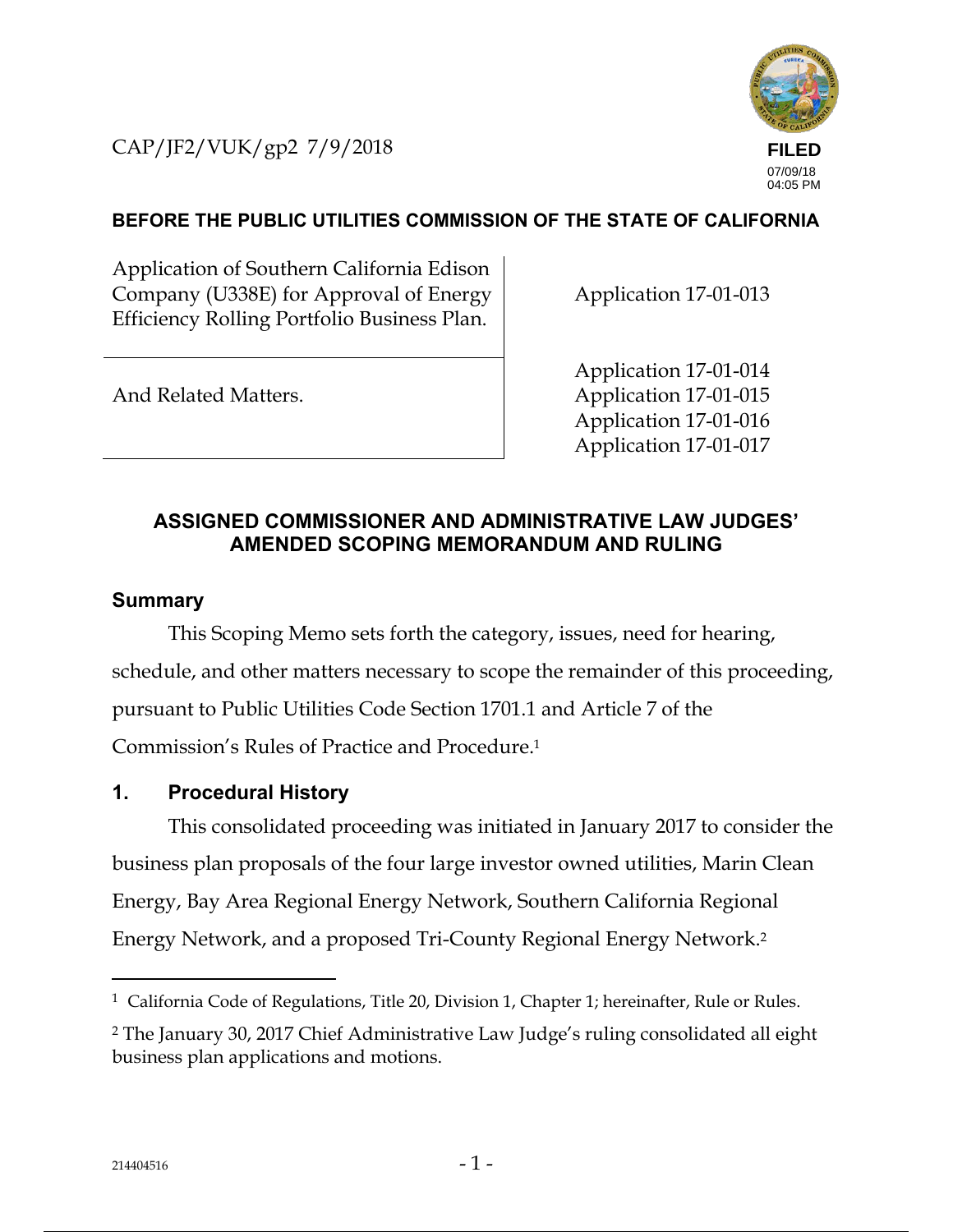CAP/JF2/VUK/gp2 7/9/2018

**FILED**
07/09/18
04:05 PM

**BEFORE THE PUBLIC UTILITIES COMMISSION OF THE STATE OF CALIFORNIA**

| | |
|---|---|
| Application of Southern California Edison Company (U338E) for Approval of Energy Efficiency Rolling Portfolio Business Plan. | Application 17-01-013 |
| And Related Matters. | Application 17-01-014<br>Application 17-01-015<br>Application 17-01-016<br>Application 17-01-017 |

## ASSIGNED COMMISSIONER AND ADMINISTRATIVE LAW JUDGES' AMENDED SCOPING MEMORANDUM AND RULING

### Summary

This Scoping Memo sets forth the category, issues, need for hearing, schedule, and other matters necessary to scope the remainder of this proceeding, pursuant to Public Utilities Code Section 1701.1 and Article 7 of the Commission's Rules of Practice and Procedure.[1]

### 1. Procedural History

This consolidated proceeding was initiated in January 2017 to consider the business plan proposals of the four large investor owned utilities, Marin Clean Energy, Bay Area Regional Energy Network, Southern California Regional Energy Network, and a proposed Tri-County Regional Energy Network.[2]

---

[1] California Code of Regulations, Title 20, Division 1, Chapter 1; hereinafter, Rule or Rules.

[2] The January 30, 2017 Chief Administrative Law Judge's ruling consolidated all eight business plan applications and motions.

214404516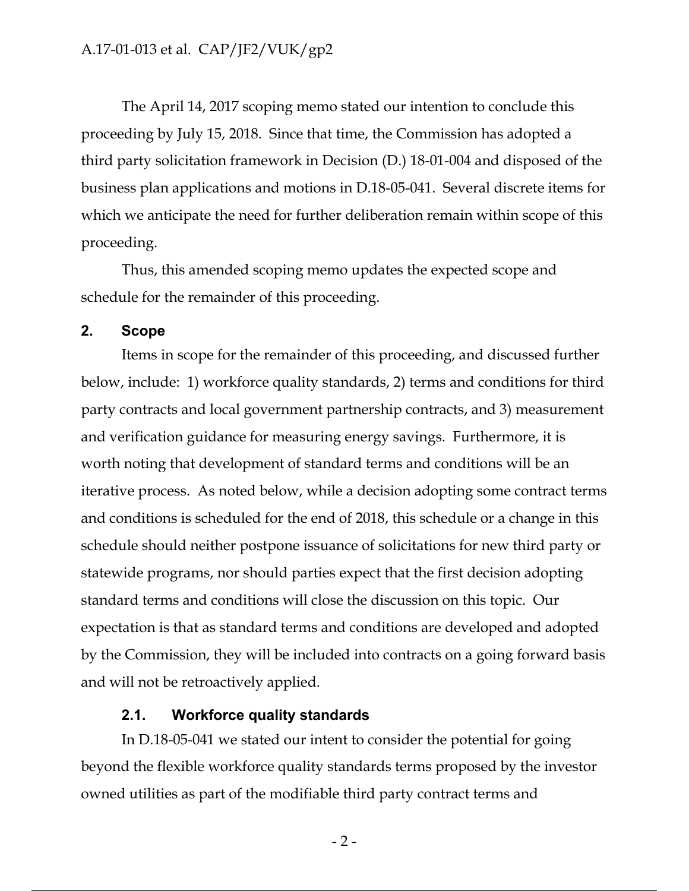The April 14, 2017 scoping memo stated our intention to conclude this proceeding by July 15, 2018. Since that time, the Commission has adopted a third party solicitation framework in Decision (D.) 18-01-004 and disposed of the business plan applications and motions in D.18-05-041. Several discrete items for which we anticipate the need for further deliberation remain within scope of this proceeding.

Thus, this amended scoping memo updates the expected scope and schedule for the remainder of this proceeding.

## 2. Scope

Items in scope for the remainder of this proceeding, and discussed further below, include: 1) workforce quality standards, 2) terms and conditions for third party contracts and local government partnership contracts, and 3) measurement and verification guidance for measuring energy savings. Furthermore, it is worth noting that development of standard terms and conditions will be an iterative process. As noted below, while a decision adopting some contract terms and conditions is scheduled for the end of 2018, this schedule or a change in this schedule should neither postpone issuance of solicitations for new third party or statewide programs, nor should parties expect that the first decision adopting standard terms and conditions will close the discussion on this topic. Our expectation is that as standard terms and conditions are developed and adopted by the Commission, they will be included into contracts on a going forward basis and will not be retroactively applied.

### 2.1. Workforce quality standards

In D.18-05-041 we stated our intent to consider the potential for going beyond the flexible workforce quality standards terms proposed by the investor owned utilities as part of the modifiable third party contract terms and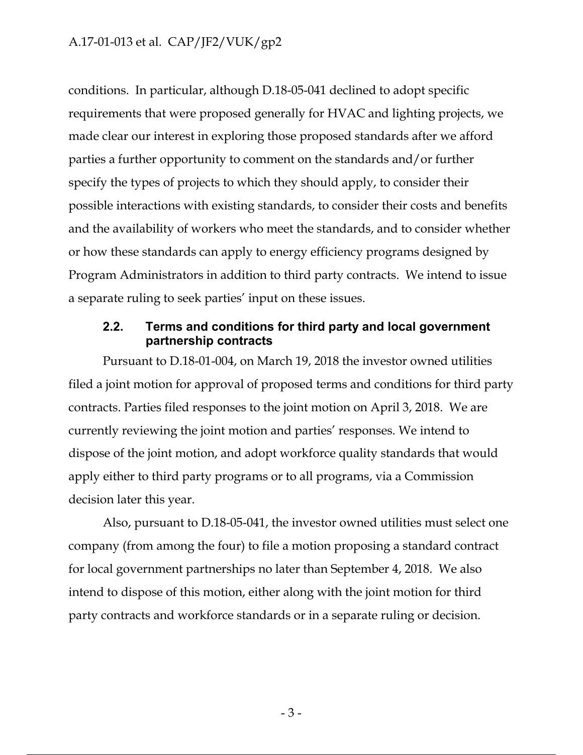conditions. In particular, although D.18-05-041 declined to adopt specific requirements that were proposed generally for HVAC and lighting projects, we made clear our interest in exploring those proposed standards after we afford parties a further opportunity to comment on the standards and/or further specify the types of projects to which they should apply, to consider their possible interactions with existing standards, to consider their costs and benefits and the availability of workers who meet the standards, and to consider whether or how these standards can apply to energy efficiency programs designed by Program Administrators in addition to third party contracts. We intend to issue a separate ruling to seek parties' input on these issues.

### 2.2. Terms and conditions for third party and local government partnership contracts

Pursuant to D.18-01-004, on March 19, 2018 the investor owned utilities filed a joint motion for approval of proposed terms and conditions for third party contracts. Parties filed responses to the joint motion on April 3, 2018. We are currently reviewing the joint motion and parties' responses. We intend to dispose of the joint motion, and adopt workforce quality standards that would apply either to third party programs or to all programs, via a Commission decision later this year.

Also, pursuant to D.18-05-041, the investor owned utilities must select one company (from among the four) to file a motion proposing a standard contract for local government partnerships no later than September 4, 2018. We also intend to dispose of this motion, either along with the joint motion for third party contracts and workforce standards or in a separate ruling or decision.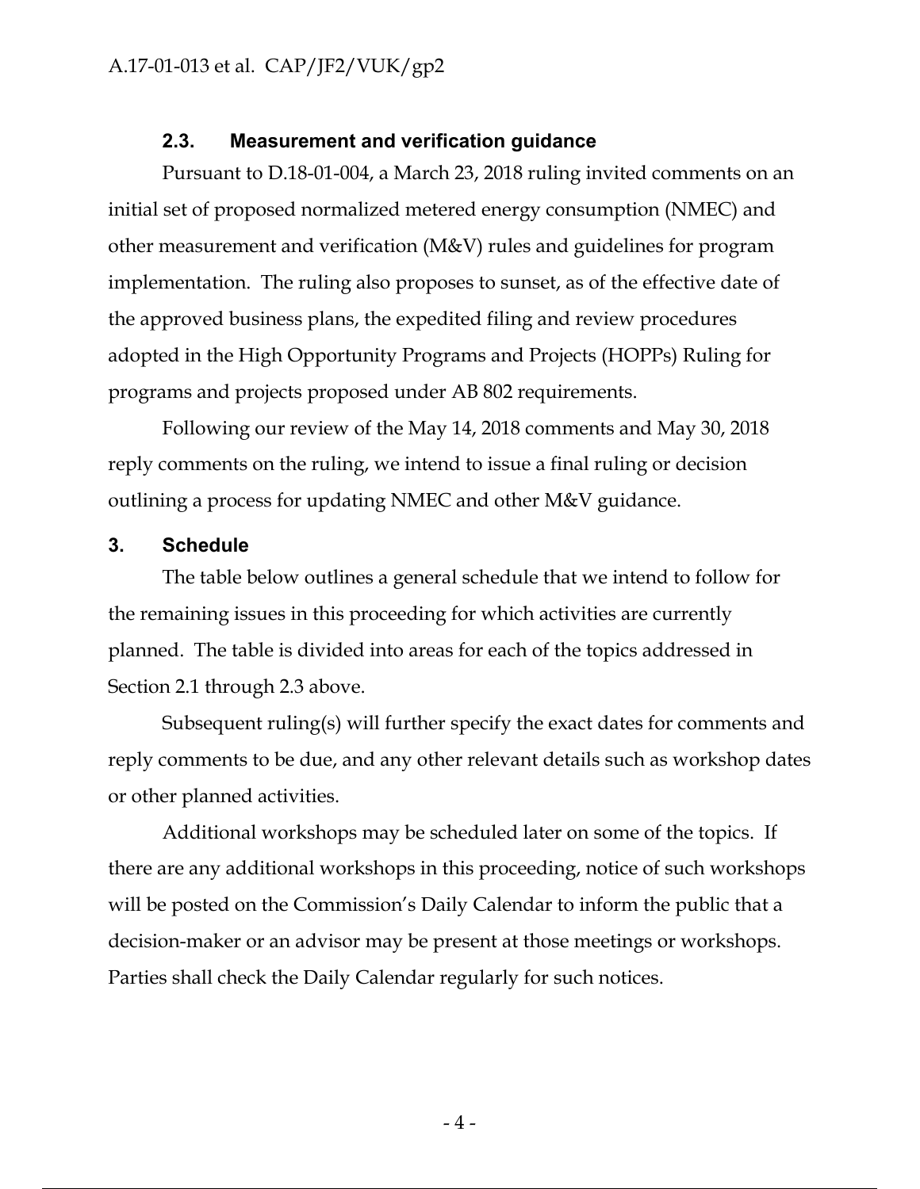### 2.3. Measurement and verification guidance

Pursuant to D.18-01-004, a March 23, 2018 ruling invited comments on an initial set of proposed normalized metered energy consumption (NMEC) and other measurement and verification (M&V) rules and guidelines for program implementation. The ruling also proposes to sunset, as of the effective date of the approved business plans, the expedited filing and review procedures adopted in the High Opportunity Programs and Projects (HOPPs) Ruling for programs and projects proposed under AB 802 requirements.

Following our review of the May 14, 2018 comments and May 30, 2018 reply comments on the ruling, we intend to issue a final ruling or decision outlining a process for updating NMEC and other M&V guidance.

## 3. Schedule

The table below outlines a general schedule that we intend to follow for the remaining issues in this proceeding for which activities are currently planned. The table is divided into areas for each of the topics addressed in Section 2.1 through 2.3 above.

Subsequent ruling(s) will further specify the exact dates for comments and reply comments to be due, and any other relevant details such as workshop dates or other planned activities.

Additional workshops may be scheduled later on some of the topics. If there are any additional workshops in this proceeding, notice of such workshops will be posted on the Commission's Daily Calendar to inform the public that a decision-maker or an advisor may be present at those meetings or workshops. Parties shall check the Daily Calendar regularly for such notices.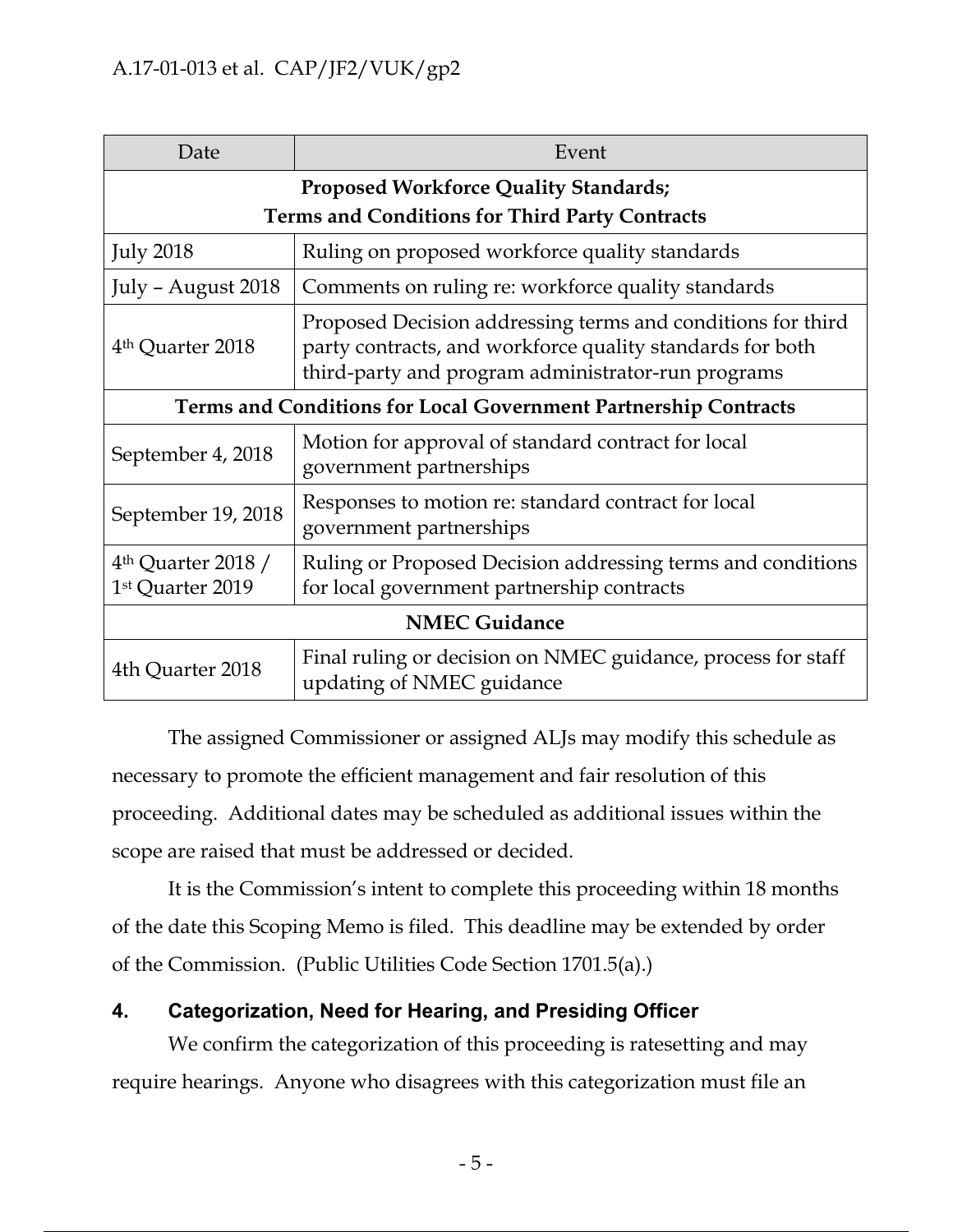| Date | Event |
| --- | --- |
| **Proposed Workforce Quality Standards; Terms and Conditions for Third Party Contracts** | |
| July 2018 | Ruling on proposed workforce quality standards |
| July – August 2018 | Comments on ruling re: workforce quality standards |
| 4th Quarter 2018 | Proposed Decision addressing terms and conditions for third party contracts, and workforce quality standards for both third-party and program administrator-run programs |
| **Terms and Conditions for Local Government Partnership Contracts** | |
| September 4, 2018 | Motion for approval of standard contract for local government partnerships |
| September 19, 2018 | Responses to motion re: standard contract for local government partnerships |
| 4th Quarter 2018 / 1st Quarter 2019 | Ruling or Proposed Decision addressing terms and conditions for local government partnership contracts |
| **NMEC Guidance** | |
| 4th Quarter 2018 | Final ruling or decision on NMEC guidance, process for staff updating of NMEC guidance |

The assigned Commissioner or assigned ALJs may modify this schedule as necessary to promote the efficient management and fair resolution of this proceeding. Additional dates may be scheduled as additional issues within the scope are raised that must be addressed or decided.

It is the Commission's intent to complete this proceeding within 18 months of the date this Scoping Memo is filed. This deadline may be extended by order of the Commission. (Public Utilities Code Section 1701.5(a).)

## 4. Categorization, Need for Hearing, and Presiding Officer

We confirm the categorization of this proceeding is ratesetting and may require hearings. Anyone who disagrees with this categorization must file an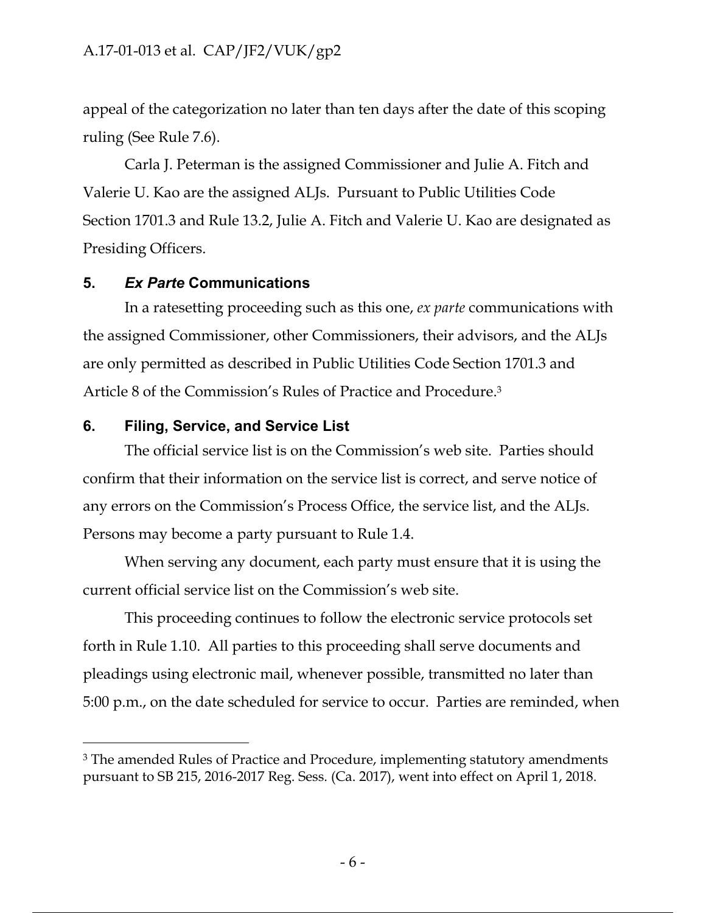appeal of the categorization no later than ten days after the date of this scoping ruling (See Rule 7.6).

Carla J. Peterman is the assigned Commissioner and Julie A. Fitch and Valerie U. Kao are the assigned ALJs. Pursuant to Public Utilities Code Section 1701.3 and Rule 13.2, Julie A. Fitch and Valerie U. Kao are designated as Presiding Officers.

## 5. *Ex Parte* Communications

In a ratesetting proceeding such as this one, *ex parte* communications with the assigned Commissioner, other Commissioners, their advisors, and the ALJs are only permitted as described in Public Utilities Code Section 1701.3 and Article 8 of the Commission's Rules of Practice and Procedure.[3]

## 6. Filing, Service, and Service List

The official service list is on the Commission's web site. Parties should confirm that their information on the service list is correct, and serve notice of any errors on the Commission's Process Office, the service list, and the ALJs. Persons may become a party pursuant to Rule 1.4.

When serving any document, each party must ensure that it is using the current official service list on the Commission's web site.

This proceeding continues to follow the electronic service protocols set forth in Rule 1.10. All parties to this proceeding shall serve documents and pleadings using electronic mail, whenever possible, transmitted no later than 5:00 p.m., on the date scheduled for service to occur. Parties are reminded, when

---

[3] The amended Rules of Practice and Procedure, implementing statutory amendments pursuant to SB 215, 2016-2017 Reg. Sess. (Ca. 2017), went into effect on April 1, 2018.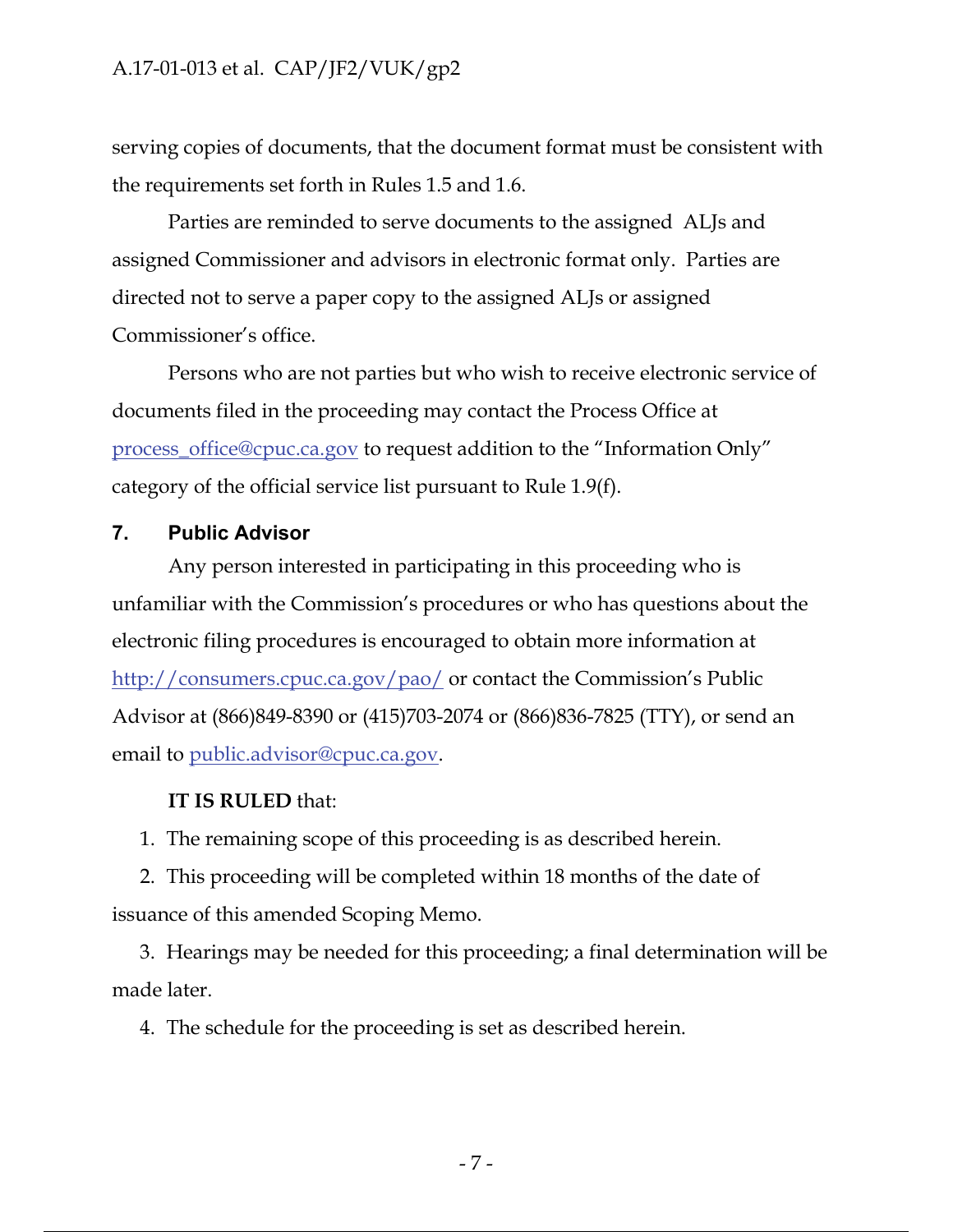serving copies of documents, that the document format must be consistent with the requirements set forth in Rules 1.5 and 1.6.

Parties are reminded to serve documents to the assigned ALJs and assigned Commissioner and advisors in electronic format only. Parties are directed not to serve a paper copy to the assigned ALJs or assigned Commissioner's office.

Persons who are not parties but who wish to receive electronic service of documents filed in the proceeding may contact the Process Office at process_office@cpuc.ca.gov to request addition to the "Information Only" category of the official service list pursuant to Rule 1.9(f).

## 7. Public Advisor

Any person interested in participating in this proceeding who is unfamiliar with the Commission's procedures or who has questions about the electronic filing procedures is encouraged to obtain more information at http://consumers.cpuc.ca.gov/pao/ or contact the Commission's Public Advisor at (866)849-8390 or (415)703-2074 or (866)836-7825 (TTY), or send an email to public.advisor@cpuc.ca.gov.

**IT IS RULED** that:

1. The remaining scope of this proceeding is as described herein.
2. This proceeding will be completed within 18 months of the date of issuance of this amended Scoping Memo.
3. Hearings may be needed for this proceeding; a final determination will be made later.
4. The schedule for the proceeding is set as described herein.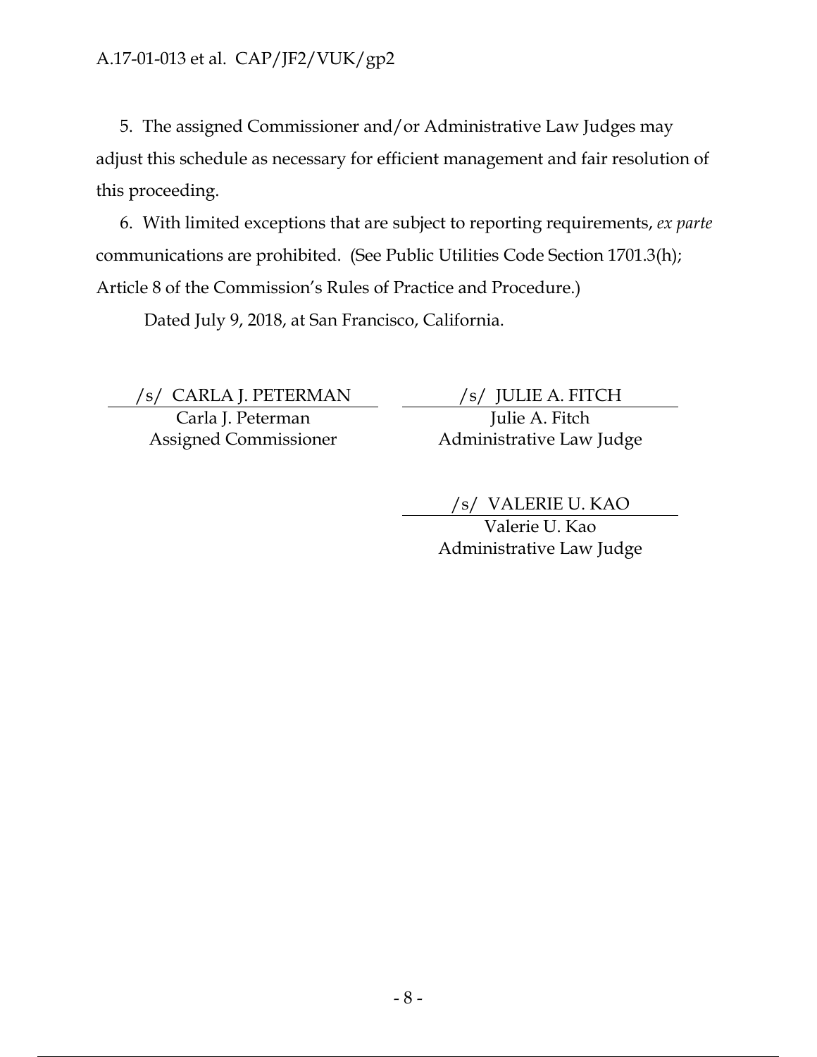5. The assigned Commissioner and/or Administrative Law Judges may adjust this schedule as necessary for efficient management and fair resolution of this proceeding.

6. With limited exceptions that are subject to reporting requirements, *ex parte* communications are prohibited. (See Public Utilities Code Section 1701.3(h); Article 8 of the Commission's Rules of Practice and Procedure.)

Dated July 9, 2018, at San Francisco, California.

/s/ CARLA J. PETERMAN
Carla J. Peterman
Assigned Commissioner

/s/ JULIE A. FITCH
Julie A. Fitch
Administrative Law Judge

/s/ VALERIE U. KAO
Valerie U. Kao
Administrative Law Judge